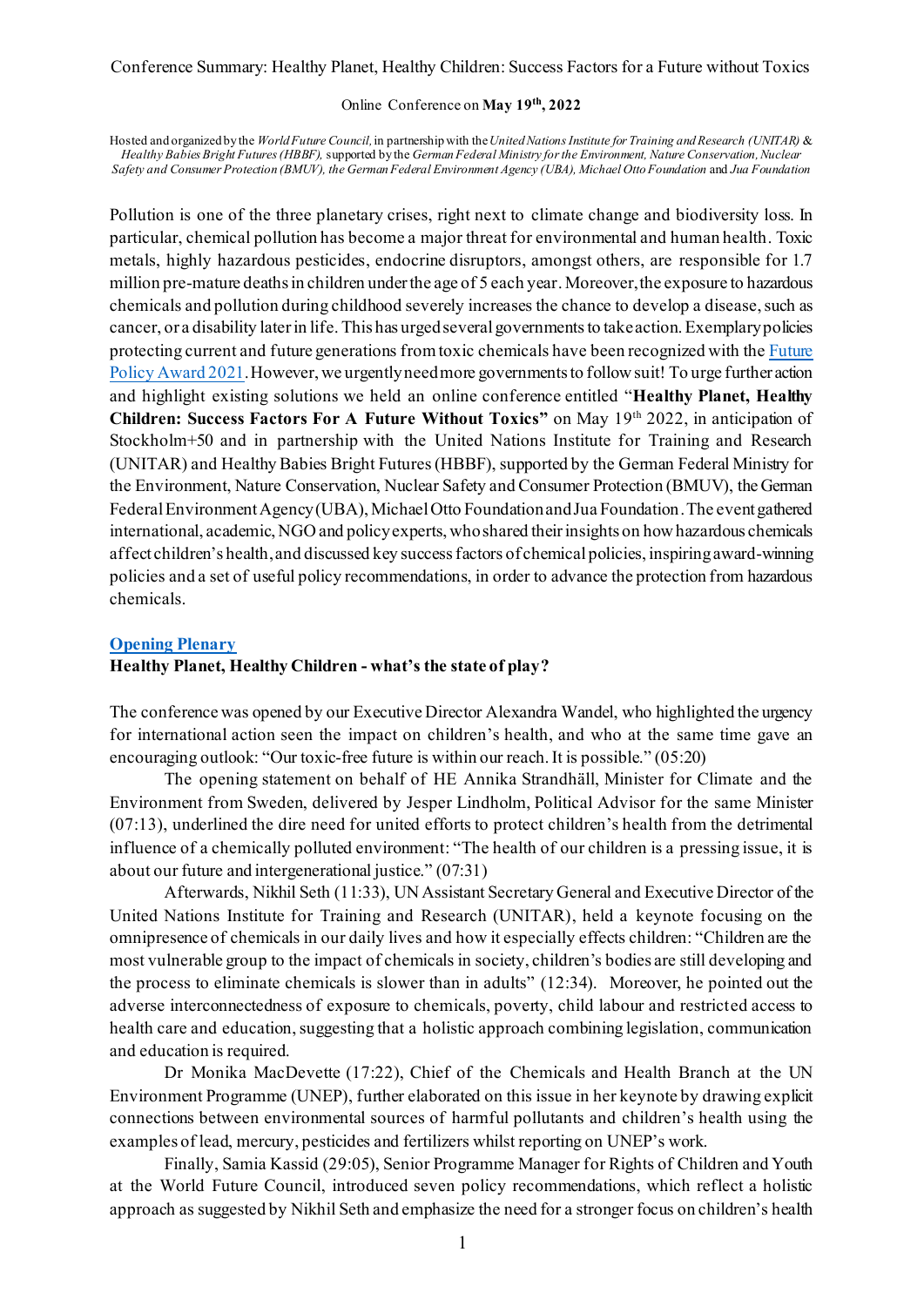# Conference Summary: Healthy Planet, Healthy Children: Success Factors for a Future without Toxics

Online Conference on **May 19th, 2022**

Hosted and organized by the *World Future Council*, in partnership with the *United Nations Institute for Training and Research (UNITAR)* & *Healthy Babies Bright Futures (HBBF)*, supported by the *German Federal Ministry for the Environment, Nature Conservation, Nuclear Safety and Consumer Protection (BMUV), the German Federal Environment Agency (UBA), Michael Otto Foundation* and *Jua Foundation*

Pollution is one of the three planetary crises, right next to climate change and biodiversity loss. In particular, chemical pollution has become a major threat for environmental and human health. Toxic metals, highly hazardous pesticides, endocrine disruptors, amongst others, are responsible for 1.7 million pre-mature deaths in children under the age of 5 each year. Moreover, the exposure to hazardous chemicals and pollution during childhood severely increases the chance to develop a disease, such as cancer, or a disability later in life. This has urged several governments to take action. Exemplary policies protecting current and future generations from toxic chemicals have been recognized with the [Future Policy Award 2021](). However, we urgently need more governments to follow suit! To urge further action and highlight existing solutions we held an online conference entitled "**Healthy Planet, Healthy Children: Success Factors For A Future Without Toxics"** on May 19th 2022, in anticipation of Stockholm+50 and in partnership with the United Nations Institute for Training and Research (UNITAR) and Healthy Babies Bright Futures (HBBF), supported by the German Federal Ministry for the Environment, Nature Conservation, Nuclear Safety and Consumer Protection (BMUV), the German Federal Environment Agency (UBA), Michael Otto Foundation and Jua Foundation. The event gathered international, academic, NGO and policy experts, who shared their insights on how hazardous chemicals affect children's health, and discussed key success factors of chemical policies, inspiring award-winning policies and a set of useful policy recommendations, in order to advance the protection from hazardous chemicals.

## [Opening Plenary]()

### Healthy Planet, Healthy Children - what's the state of play?

The conference was opened by our Executive Director Alexandra Wandel, who highlighted the urgency for international action seen the impact on children's health, and who at the same time gave an encouraging outlook: "Our toxic-free future is within our reach. It is possible." (05:20)

The opening statement on behalf of HE Annika Strandhäll, Minister for Climate and the Environment from Sweden, delivered by Jesper Lindholm, Political Advisor for the same Minister (07:13), underlined the dire need for united efforts to protect children's health from the detrimental influence of a chemically polluted environment: "The health of our children is a pressing issue, it is about our future and intergenerational justice." (07:31)

Afterwards, Nikhil Seth (11:33), UN Assistant Secretary General and Executive Director of the United Nations Institute for Training and Research (UNITAR), held a keynote focusing on the omnipresence of chemicals in our daily lives and how it especially effects children: "Children are the most vulnerable group to the impact of chemicals in society, children's bodies are still developing and the process to eliminate chemicals is slower than in adults" (12:34). Moreover, he pointed out the adverse interconnectedness of exposure to chemicals, poverty, child labour and restricted access to health care and education, suggesting that a holistic approach combining legislation, communication and education is required.

Dr Monika MacDevette (17:22), Chief of the Chemicals and Health Branch at the UN Environment Programme (UNEP), further elaborated on this issue in her keynote by drawing explicit connections between environmental sources of harmful pollutants and children's health using the examples of lead, mercury, pesticides and fertilizers whilst reporting on UNEP's work.

Finally, Samia Kassid (29:05), Senior Programme Manager for Rights of Children and Youth at the World Future Council, introduced seven policy recommendations, which reflect a holistic approach as suggested by Nikhil Seth and emphasize the need for a stronger focus on children's health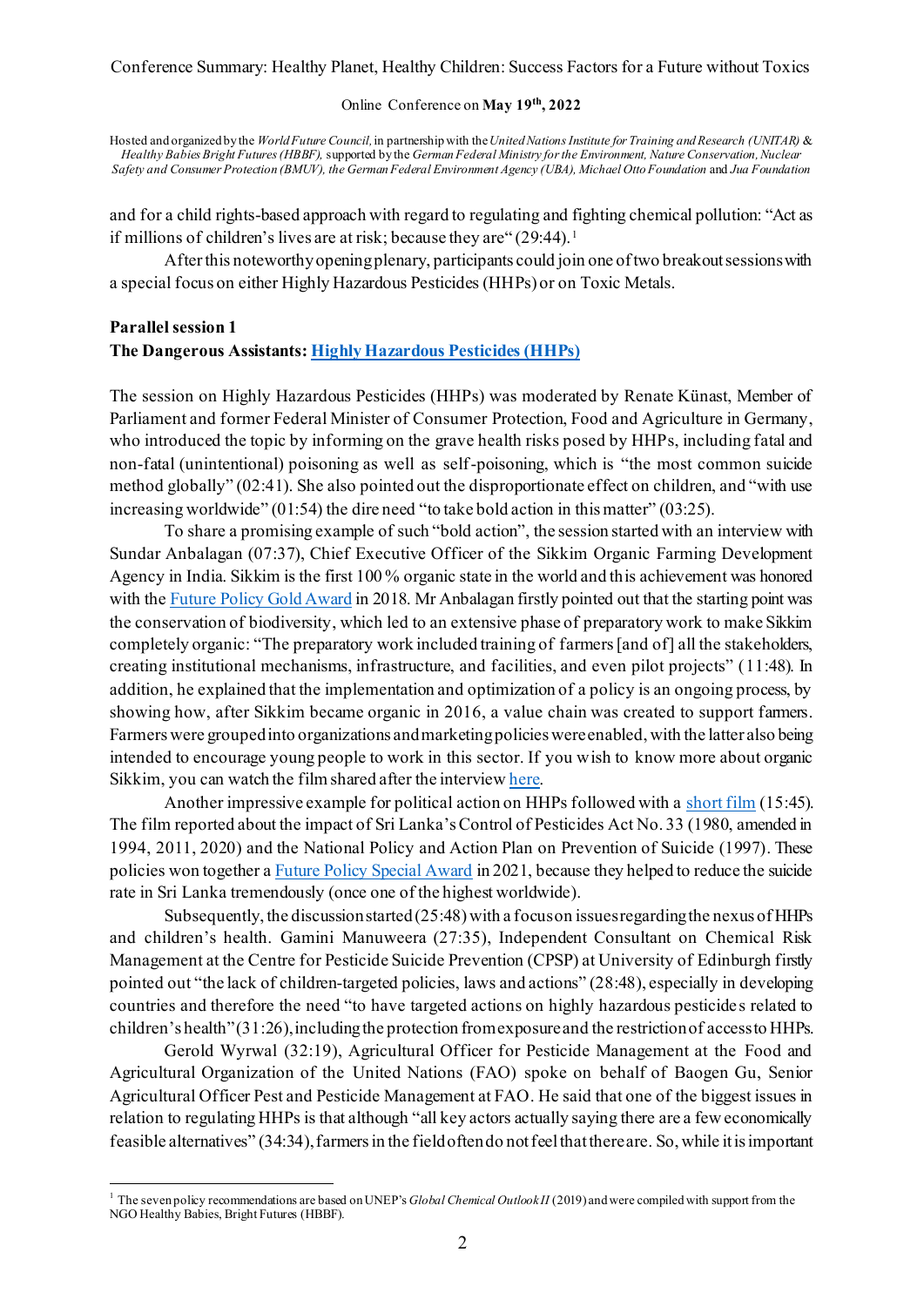and for a child rights-based approach with regard to regulating and fighting chemical pollution: "Act as if millions of children's lives are at risk; because they are" (29:44).[1]

After this noteworthy opening plenary, participants could join one of two breakout sessions with a special focus on either Highly Hazardous Pesticides (HHPs) or on Toxic Metals.

**Parallel session 1**

**The Dangerous Assistants: Highly Hazardous Pesticides (HHPs)**

The session on Highly Hazardous Pesticides (HHPs) was moderated by Renate Künast, Member of Parliament and former Federal Minister of Consumer Protection, Food and Agriculture in Germany, who introduced the topic by informing on the grave health risks posed by HHPs, including fatal and non-fatal (unintentional) poisoning as well as self-poisoning, which is "the most common suicide method globally" (02:41). She also pointed out the disproportionate effect on children, and "with use increasing worldwide" (01:54) the dire need "to take bold action in this matter" (03:25).

To share a promising example of such "bold action", the session started with an interview with Sundar Anbalagan (07:37), Chief Executive Officer of the Sikkim Organic Farming Development Agency in India. Sikkim is the first 100 % organic state in the world and this achievement was honored with the Future Policy Gold Award in 2018. Mr Anbalagan firstly pointed out that the starting point was the conservation of biodiversity, which led to an extensive phase of preparatory work to make Sikkim completely organic: "The preparatory work included training of farmers [and of] all the stakeholders, creating institutional mechanisms, infrastructure, and facilities, and even pilot projects" (11:48). In addition, he explained that the implementation and optimization of a policy is an ongoing process, by showing how, after Sikkim became organic in 2016, a value chain was created to support farmers. Farmers were grouped into organizations and marketing policies were enabled, with the latter also being intended to encourage young people to work in this sector. If you wish to know more about organic Sikkim, you can watch the film shared after the interview here.

Another impressive example for political action on HHPs followed with a short film (15:45). The film reported about the impact of Sri Lanka's Control of Pesticides Act No. 33 (1980, amended in 1994, 2011, 2020) and the National Policy and Action Plan on Prevention of Suicide (1997). These policies won together a Future Policy Special Award in 2021, because they helped to reduce the suicide rate in Sri Lanka tremendously (once one of the highest worldwide).

Subsequently, the discussion started (25:48) with a focus on issues regarding the nexus of HHPs and children's health. Gamini Manuweera (27:35), Independent Consultant on Chemical Risk Management at the Centre for Pesticide Suicide Prevention (CPSP) at University of Edinburgh firstly pointed out "the lack of children-targeted policies, laws and actions" (28:48), especially in developing countries and therefore the need "to have targeted actions on highly hazardous pesticides related to children's health" (31:26), including the protection from exposure and the restriction of access to HHPs.

Gerold Wyrwal (32:19), Agricultural Officer for Pesticide Management at the Food and Agricultural Organization of the United Nations (FAO) spoke on behalf of Baogen Gu, Senior Agricultural Officer Pest and Pesticide Management at FAO. He said that one of the biggest issues in relation to regulating HHPs is that although "all key actors actually saying there are a few economically feasible alternatives" (34:34), farmers in the field often do not feel that there are. So, while it is important

[1] The seven policy recommendations are based on UNEP's *Global Chemical Outlook II* (2019) and were compiled with support from the NGO Healthy Babies, Bright Futures (HBBF).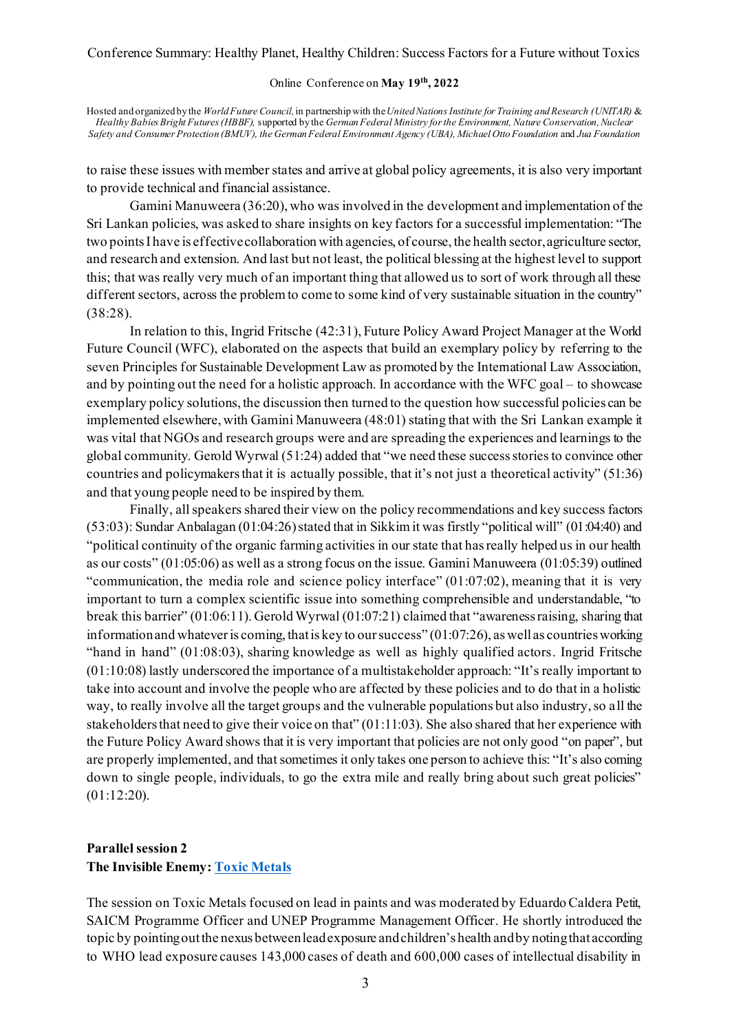to raise these issues with member states and arrive at global policy agreements, it is also very important to provide technical and financial assistance.

Gamini Manuweera (36:20), who was involved in the development and implementation of the Sri Lankan policies, was asked to share insights on key factors for a successful implementation: "The two points I have is effective collaboration with agencies, of course, the health sector, agriculture sector, and research and extension. And last but not least, the political blessing at the highest level to support this; that was really very much of an important thing that allowed us to sort of work through all these different sectors, across the problem to come to some kind of very sustainable situation in the country" (38:28).

In relation to this, Ingrid Fritsche (42:31), Future Policy Award Project Manager at the World Future Council (WFC), elaborated on the aspects that build an exemplary policy by referring to the seven Principles for Sustainable Development Law as promoted by the International Law Association, and by pointing out the need for a holistic approach. In accordance with the WFC goal – to showcase exemplary policy solutions, the discussion then turned to the question how successful policies can be implemented elsewhere, with Gamini Manuweera (48:01) stating that with the Sri Lankan example it was vital that NGOs and research groups were and are spreading the experiences and learnings to the global community. Gerold Wyrwal (51:24) added that "we need these success stories to convince other countries and policymakers that it is actually possible, that it's not just a theoretical activity" (51:36) and that young people need to be inspired by them.

Finally, all speakers shared their view on the policy recommendations and key success factors (53:03): Sundar Anbalagan (01:04:26) stated that in Sikkim it was firstly "political will" (01:04:40) and "political continuity of the organic farming activities in our state that has really helped us in our health as our costs" (01:05:06) as well as a strong focus on the issue. Gamini Manuweera (01:05:39) outlined "communication, the media role and science policy interface" (01:07:02), meaning that it is very important to turn a complex scientific issue into something comprehensible and understandable, "to break this barrier" (01:06:11). Gerold Wyrwal (01:07:21) claimed that "awareness raising, sharing that information and whatever is coming, that is key to our success" (01:07:26), as well as countries working "hand in hand" (01:08:03), sharing knowledge as well as highly qualified actors. Ingrid Fritsche (01:10:08) lastly underscored the importance of a multistakeholder approach: "It's really important to take into account and involve the people who are affected by these policies and to do that in a holistic way, to really involve all the target groups and the vulnerable populations but also industry, so all the stakeholders that need to give their voice on that" (01:11:03). She also shared that her experience with the Future Policy Award shows that it is very important that policies are not only good "on paper", but are properly implemented, and that sometimes it only takes one person to achieve this: "It's also coming down to single people, individuals, to go the extra mile and really bring about such great policies" (01:12:20).

**Parallel session 2**
**The Invisible Enemy: Toxic Metals**

The session on Toxic Metals focused on lead in paints and was moderated by Eduardo Caldera Petit, SAICM Programme Officer and UNEP Programme Management Officer. He shortly introduced the topic by pointing out the nexus between lead exposure and children's health and by noting that according to WHO lead exposure causes 143,000 cases of death and 600,000 cases of intellectual disability in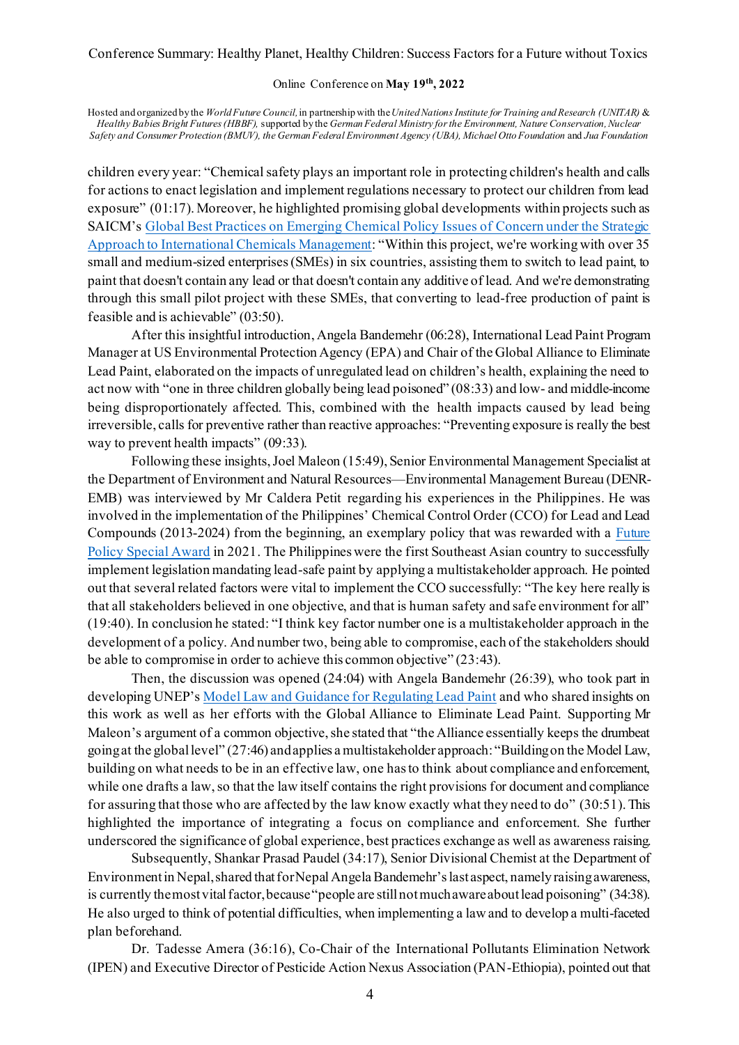children every year: "Chemical safety plays an important role in protecting children's health and calls for actions to enact legislation and implement regulations necessary to protect our children from lead exposure" (01:17). Moreover, he highlighted promising global developments within projects such as SAICM's Global Best Practices on Emerging Chemical Policy Issues of Concern under the Strategic Approach to International Chemicals Management: "Within this project, we're working with over 35 small and medium-sized enterprises (SMEs) in six countries, assisting them to switch to lead paint, to paint that doesn't contain any lead or that doesn't contain any additive of lead. And we're demonstrating through this small pilot project with these SMEs, that converting to lead-free production of paint is feasible and is achievable" (03:50).

After this insightful introduction, Angela Bandemehr (06:28), International Lead Paint Program Manager at US Environmental Protection Agency (EPA) and Chair of the Global Alliance to Eliminate Lead Paint, elaborated on the impacts of unregulated lead on children's health, explaining the need to act now with "one in three children globally being lead poisoned" (08:33) and low- and middle-income being disproportionately affected. This, combined with the health impacts caused by lead being irreversible, calls for preventive rather than reactive approaches: "Preventing exposure is really the best way to prevent health impacts" (09:33).

Following these insights, Joel Maleon (15:49), Senior Environmental Management Specialist at the Department of Environment and Natural Resources—Environmental Management Bureau (DENR-EMB) was interviewed by Mr Caldera Petit regarding his experiences in the Philippines. He was involved in the implementation of the Philippines' Chemical Control Order (CCO) for Lead and Lead Compounds (2013-2024) from the beginning, an exemplary policy that was rewarded with a Future Policy Special Award in 2021. The Philippines were the first Southeast Asian country to successfully implement legislation mandating lead-safe paint by applying a multistakeholder approach. He pointed out that several related factors were vital to implement the CCO successfully: "The key here really is that all stakeholders believed in one objective, and that is human safety and safe environment for all" (19:40). In conclusion he stated: "I think key factor number one is a multistakeholder approach in the development of a policy. And number two, being able to compromise, each of the stakeholders should be able to compromise in order to achieve this common objective" (23:43).

Then, the discussion was opened (24:04) with Angela Bandemehr (26:39), who took part in developing UNEP's Model Law and Guidance for Regulating Lead Paint and who shared insights on this work as well as her efforts with the Global Alliance to Eliminate Lead Paint. Supporting Mr Maleon's argument of a common objective, she stated that "the Alliance essentially keeps the drumbeat going at the global level" (27:46) and applies a multistakeholder approach: "Building on the Model Law, building on what needs to be in an effective law, one has to think about compliance and enforcement, while one drafts a law, so that the law itself contains the right provisions for document and compliance for assuring that those who are affected by the law know exactly what they need to do" (30:51). This highlighted the importance of integrating a focus on compliance and enforcement. She further underscored the significance of global experience, best practices exchange as well as awareness raising.

Subsequently, Shankar Prasad Paudel (34:17), Senior Divisional Chemist at the Department of Environment in Nepal, shared that for Nepal Angela Bandemehr's last aspect, namely raising awareness, is currently the most vital factor, because "people are still not much aware about lead poisoning" (34:38). He also urged to think of potential difficulties, when implementing a law and to develop a multi-faceted plan beforehand.

Dr. Tadesse Amera (36:16), Co-Chair of the International Pollutants Elimination Network (IPEN) and Executive Director of Pesticide Action Nexus Association (PAN-Ethiopia), pointed out that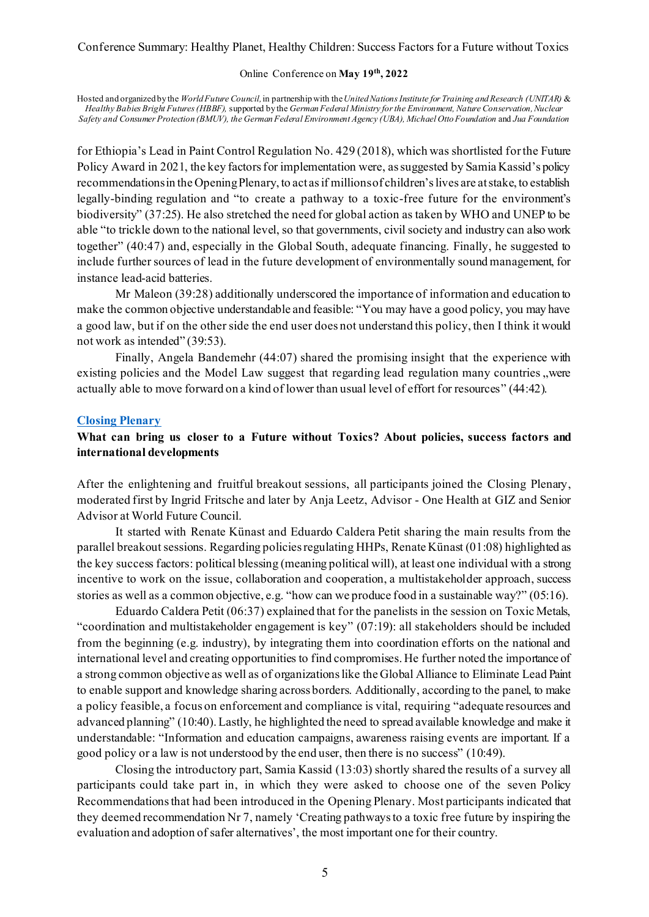for Ethiopia's Lead in Paint Control Regulation No. 429 (2018), which was shortlisted for the Future Policy Award in 2021, the key factors for implementation were, as suggested by Samia Kassid's policy recommendations in the Opening Plenary, to act as if millions of children's lives are at stake, to establish legally-binding regulation and "to create a pathway to a toxic-free future for the environment's biodiversity" (37:25). He also stretched the need for global action as taken by WHO and UNEP to be able "to trickle down to the national level, so that governments, civil society and industry can also work together" (40:47) and, especially in the Global South, adequate financing. Finally, he suggested to include further sources of lead in the future development of environmentally sound management, for instance lead-acid batteries.

Mr Maleon (39:28) additionally underscored the importance of information and education to make the common objective understandable and feasible: "You may have a good policy, you may have a good law, but if on the other side the end user does not understand this policy, then I think it would not work as intended" (39:53).

Finally, Angela Bandemehr (44:07) shared the promising insight that the experience with existing policies and the Model Law suggest that regarding lead regulation many countries „were actually able to move forward on a kind of lower than usual level of effort for resources" (44:42).

## Closing Plenary

**What can bring us closer to a Future without Toxics? About policies, success factors and international developments**

After the enlightening and fruitful breakout sessions, all participants joined the Closing Plenary, moderated first by Ingrid Fritsche and later by Anja Leetz, Advisor - One Health at GIZ and Senior Advisor at World Future Council.

It started with Renate Künast and Eduardo Caldera Petit sharing the main results from the parallel breakout sessions. Regarding policies regulating HHPs, Renate Künast (01:08) highlighted as the key success factors: political blessing (meaning political will), at least one individual with a strong incentive to work on the issue, collaboration and cooperation, a multistakeholder approach, success stories as well as a common objective, e.g. "how can we produce food in a sustainable way?" (05:16).

Eduardo Caldera Petit (06:37) explained that for the panelists in the session on Toxic Metals, "coordination and multistakeholder engagement is key" (07:19): all stakeholders should be included from the beginning (e.g. industry), by integrating them into coordination efforts on the national and international level and creating opportunities to find compromises. He further noted the importance of a strong common objective as well as of organizations like the Global Alliance to Eliminate Lead Paint to enable support and knowledge sharing across borders. Additionally, according to the panel, to make a policy feasible, a focus on enforcement and compliance is vital, requiring "adequate resources and advanced planning" (10:40). Lastly, he highlighted the need to spread available knowledge and make it understandable: "Information and education campaigns, awareness raising events are important. If a good policy or a law is not understood by the end user, then there is no success" (10:49).

Closing the introductory part, Samia Kassid (13:03) shortly shared the results of a survey all participants could take part in, in which they were asked to choose one of the seven Policy Recommendations that had been introduced in the Opening Plenary. Most participants indicated that they deemed recommendation Nr 7, namely 'Creating pathways to a toxic free future by inspiring the evaluation and adoption of safer alternatives', the most important one for their country.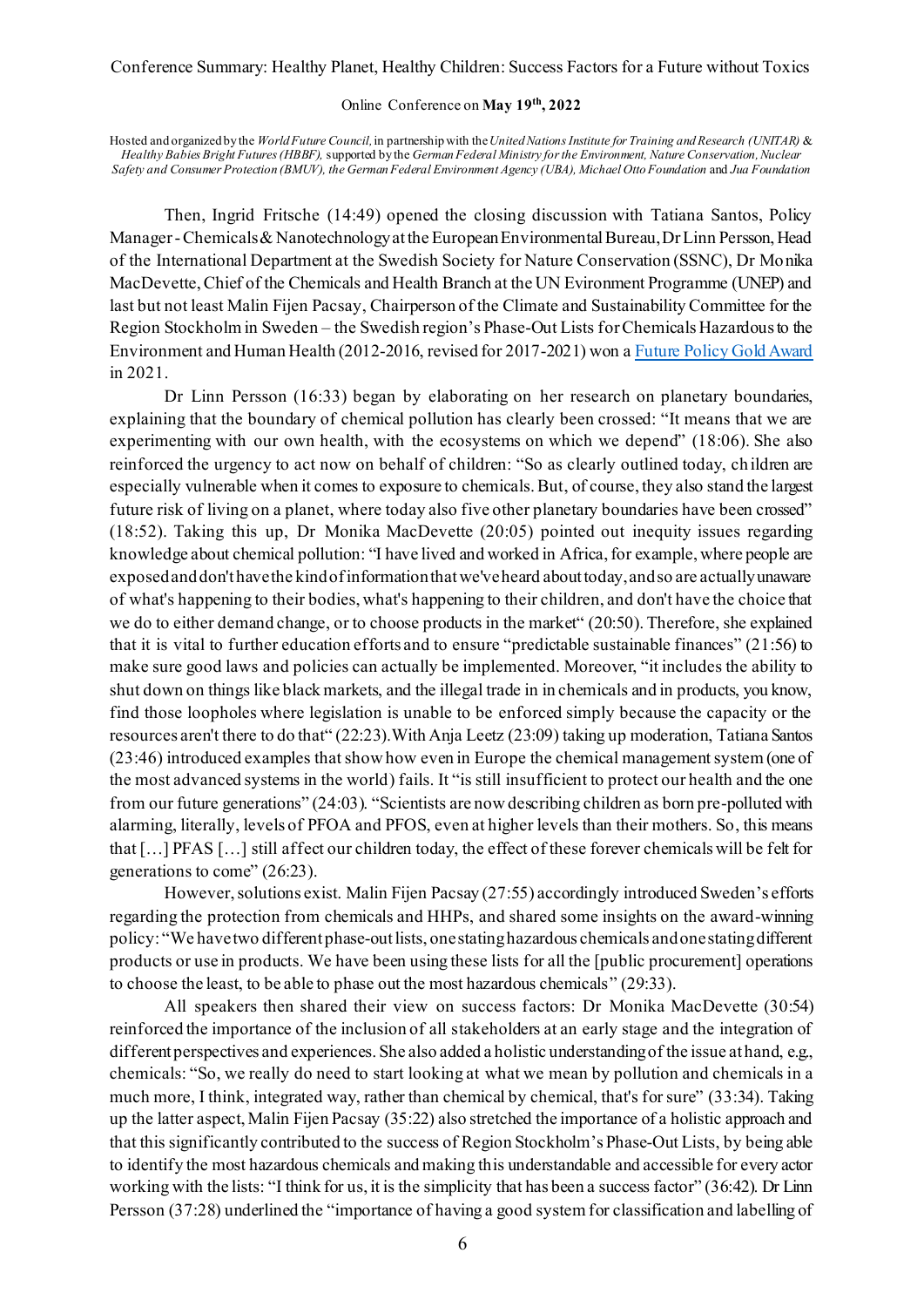Then, Ingrid Fritsche (14:49) opened the closing discussion with Tatiana Santos, Policy Manager - Chemicals & Nanotechnology at the European Environmental Bureau, Dr Linn Persson, Head of the International Department at the Swedish Society for Nature Conservation (SSNC), Dr Monika MacDevette, Chief of the Chemicals and Health Branch at the UN Evironment Programme (UNEP) and last but not least Malin Fijen Pacsay, Chairperson of the Climate and Sustainability Committee for the Region Stockholm in Sweden – the Swedish region's Phase-Out Lists for Chemicals Hazardous to the Environment and Human Health (2012-2016, revised for 2017-2021) won a [Future Policy Gold Award](#) in 2021.

Dr Linn Persson (16:33) began by elaborating on her research on planetary boundaries, explaining that the boundary of chemical pollution has clearly been crossed: "It means that we are experimenting with our own health, with the ecosystems on which we depend" (18:06). She also reinforced the urgency to act now on behalf of children: "So as clearly outlined today, children are especially vulnerable when it comes to exposure to chemicals. But, of course, they also stand the largest future risk of living on a planet, where today also five other planetary boundaries have been crossed" (18:52). Taking this up, Dr Monika MacDevette (20:05) pointed out inequity issues regarding knowledge about chemical pollution: "I have lived and worked in Africa, for example, where people are exposed and don't have the kind of information that we've heard about today, and so are actually unaware of what's happening to their bodies, what's happening to their children, and don't have the choice that we do to either demand change, or to choose products in the market" (20:50). Therefore, she explained that it is vital to further education efforts and to ensure "predictable sustainable finances" (21:56) to make sure good laws and policies can actually be implemented. Moreover, "it includes the ability to shut down on things like black markets, and the illegal trade in in chemicals and in products, you know, find those loopholes where legislation is unable to be enforced simply because the capacity or the resources aren't there to do that" (22:23). With Anja Leetz (23:09) taking up moderation, Tatiana Santos (23:46) introduced examples that show how even in Europe the chemical management system (one of the most advanced systems in the world) fails. It "is still insufficient to protect our health and the one from our future generations" (24:03). "Scientists are now describing children as born pre-polluted with alarming, literally, levels of PFOA and PFOS, even at higher levels than their mothers. So, this means that […] PFAS […] still affect our children today, the effect of these forever chemicals will be felt for generations to come" (26:23).

However, solutions exist. Malin Fijen Pacsay (27:55) accordingly introduced Sweden's efforts regarding the protection from chemicals and HHPs, and shared some insights on the award-winning policy: "We have two different phase-out lists, one stating hazardous chemicals and one stating different products or use in products. We have been using these lists for all the [public procurement] operations to choose the least, to be able to phase out the most hazardous chemicals" (29:33).

All speakers then shared their view on success factors: Dr Monika MacDevette (30:54) reinforced the importance of the inclusion of all stakeholders at an early stage and the integration of different perspectives and experiences. She also added a holistic understanding of the issue at hand, e.g., chemicals: "So, we really do need to start looking at what we mean by pollution and chemicals in a much more, I think, integrated way, rather than chemical by chemical, that's for sure" (33:34). Taking up the latter aspect, Malin Fijen Pacsay (35:22) also stretched the importance of a holistic approach and that this significantly contributed to the success of Region Stockholm's Phase-Out Lists, by being able to identify the most hazardous chemicals and making this understandable and accessible for every actor working with the lists: "I think for us, it is the simplicity that has been a success factor" (36:42). Dr Linn Persson (37:28) underlined the "importance of having a good system for classification and labelling of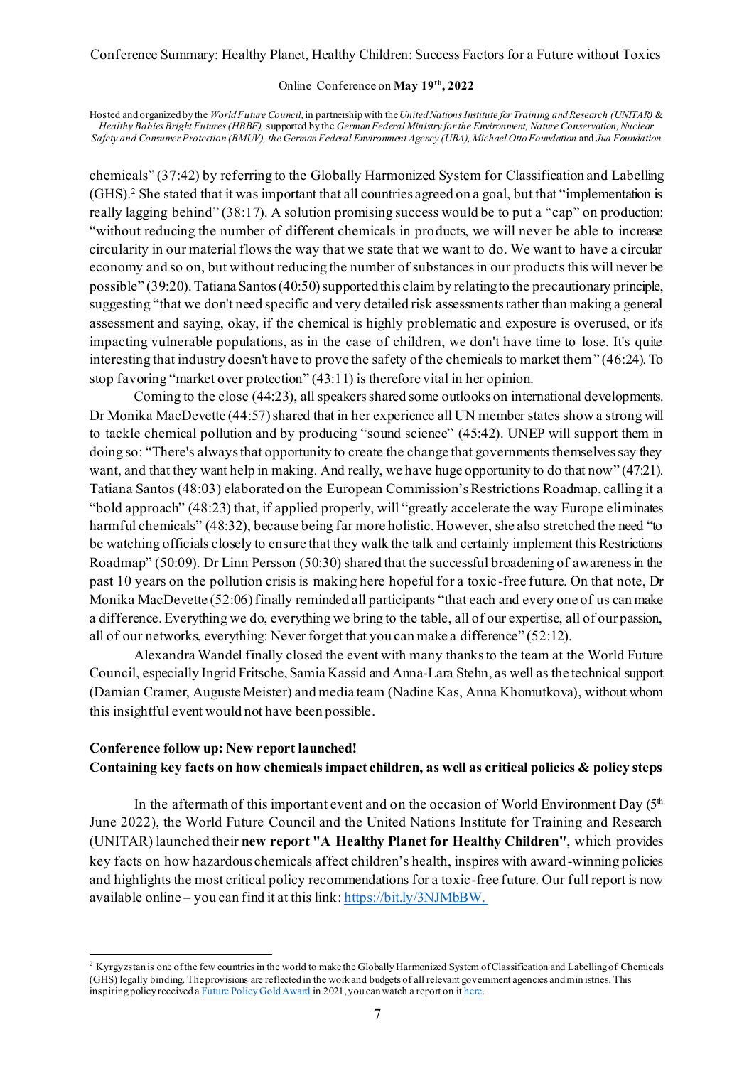chemicals" (37:42) by referring to the Globally Harmonized System for Classification and Labelling (GHS).[2] She stated that it was important that all countries agreed on a goal, but that "implementation is really lagging behind" (38:17). A solution promising success would be to put a "cap" on production: "without reducing the number of different chemicals in products, we will never be able to increase circularity in our material flows the way that we state that we want to do. We want to have a circular economy and so on, but without reducing the number of substances in our products this will never be possible" (39:20). Tatiana Santos (40:50) supported this claim by relating to the precautionary principle, suggesting "that we don't need specific and very detailed risk assessments rather than making a general assessment and saying, okay, if the chemical is highly problematic and exposure is overused, or it's impacting vulnerable populations, as in the case of children, we don't have time to lose. It's quite interesting that industry doesn't have to prove the safety of the chemicals to market them" (46:24). To stop favoring "market over protection" (43:11) is therefore vital in her opinion.

Coming to the close (44:23), all speakers shared some outlooks on international developments. Dr Monika MacDevette (44:57) shared that in her experience all UN member states show a strong will to tackle chemical pollution and by producing "sound science" (45:42). UNEP will support them in doing so: "There's always that opportunity to create the change that governments themselves say they want, and that they want help in making. And really, we have huge opportunity to do that now" (47:21). Tatiana Santos (48:03) elaborated on the European Commission's Restrictions Roadmap, calling it a "bold approach" (48:23) that, if applied properly, will "greatly accelerate the way Europe eliminates harmful chemicals" (48:32), because being far more holistic. However, she also stretched the need "to be watching officials closely to ensure that they walk the talk and certainly implement this Restrictions Roadmap" (50:09). Dr Linn Persson (50:30) shared that the successful broadening of awareness in the past 10 years on the pollution crisis is making here hopeful for a toxic-free future. On that note, Dr Monika MacDevette (52:06) finally reminded all participants "that each and every one of us can make a difference. Everything we do, everything we bring to the table, all of our expertise, all of our passion, all of our networks, everything: Never forget that you can make a difference" (52:12).

Alexandra Wandel finally closed the event with many thanks to the team at the World Future Council, especially Ingrid Fritsche, Samia Kassid and Anna-Lara Stehn, as well as the technical support (Damian Cramer, Auguste Meister) and media team (Nadine Kas, Anna Khomutkova), without whom this insightful event would not have been possible.

**Conference follow up: New report launched!**
**Containing key facts on how chemicals impact children, as well as critical policies & policy steps**

In the aftermath of this important event and on the occasion of World Environment Day (5th June 2022), the World Future Council and the United Nations Institute for Training and Research (UNITAR) launched their **new report "A Healthy Planet for Healthy Children"**, which provides key facts on how hazardous chemicals affect children's health, inspires with award-winning policies and highlights the most critical policy recommendations for a toxic-free future. Our full report is now available online – you can find it at this link: https://bit.ly/3NJMbBW.

---

[2] Kyrgyzstan is one of the few countries in the world to make the Globally Harmonized System of Classification and Labelling of Chemicals (GHS) legally binding. The provisions are reflected in the work and budgets of all relevant government agencies and ministries. This inspiring policy received a Future Policy Gold Award in 2021, you can watch a report on it here.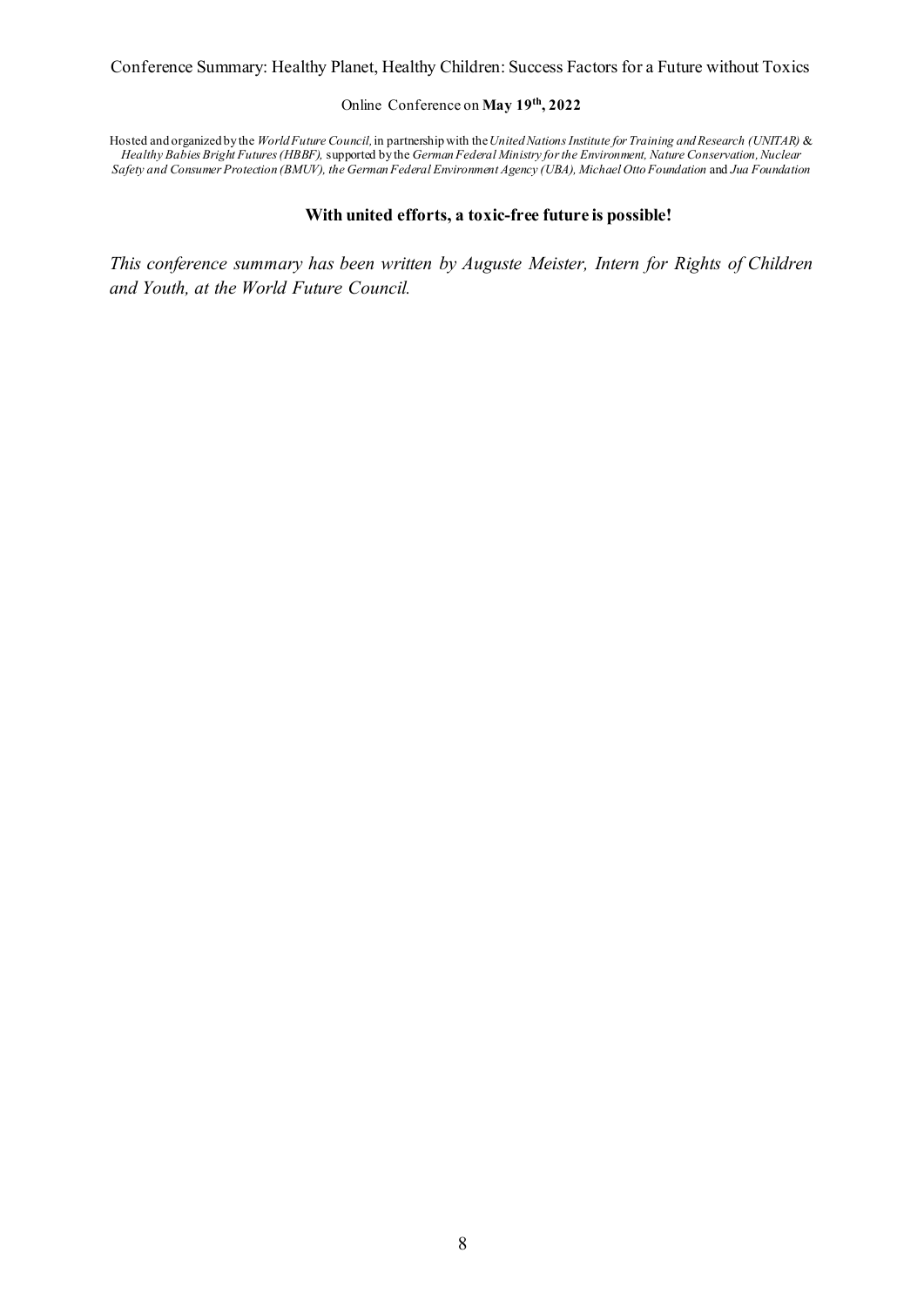**With united efforts, a toxic-free future is possible!**

*This conference summary has been written by Auguste Meister, Intern for Rights of Children and Youth, at the World Future Council.*